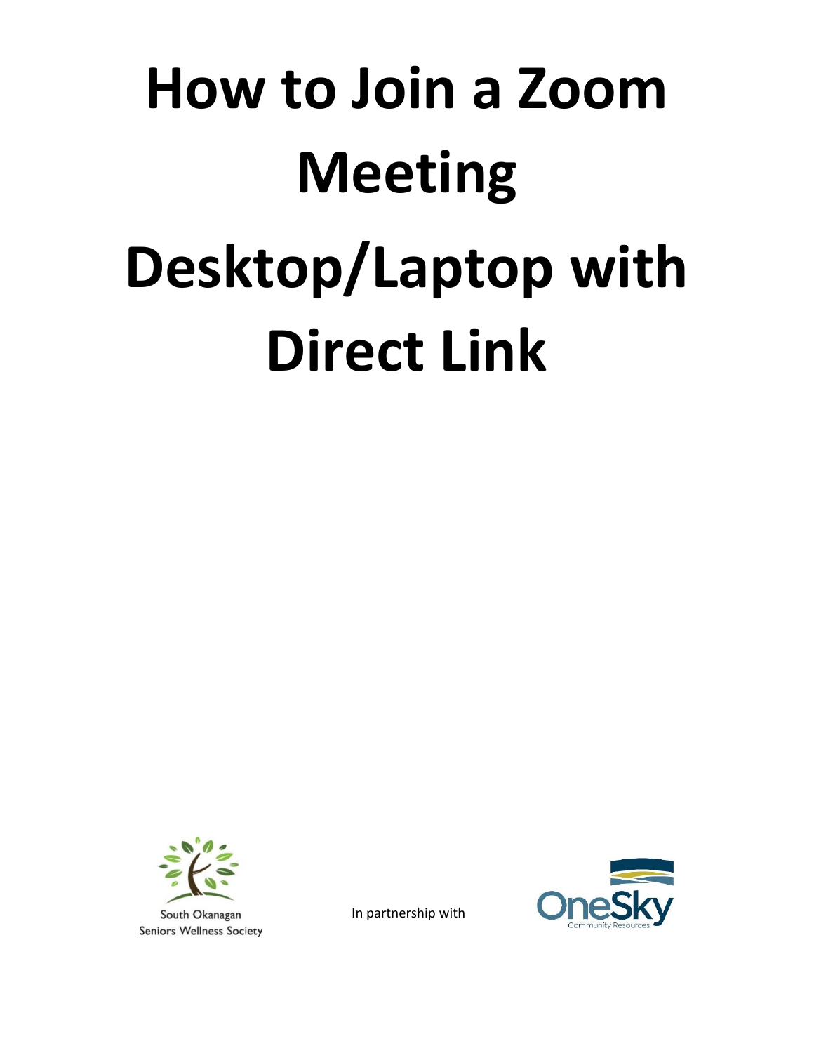# How to Join a Zoom Meeting

# Desktop/Laptop with Direct Link

South Okanagan Seniors Wellness Society

In partnership with

OneSky Community Resources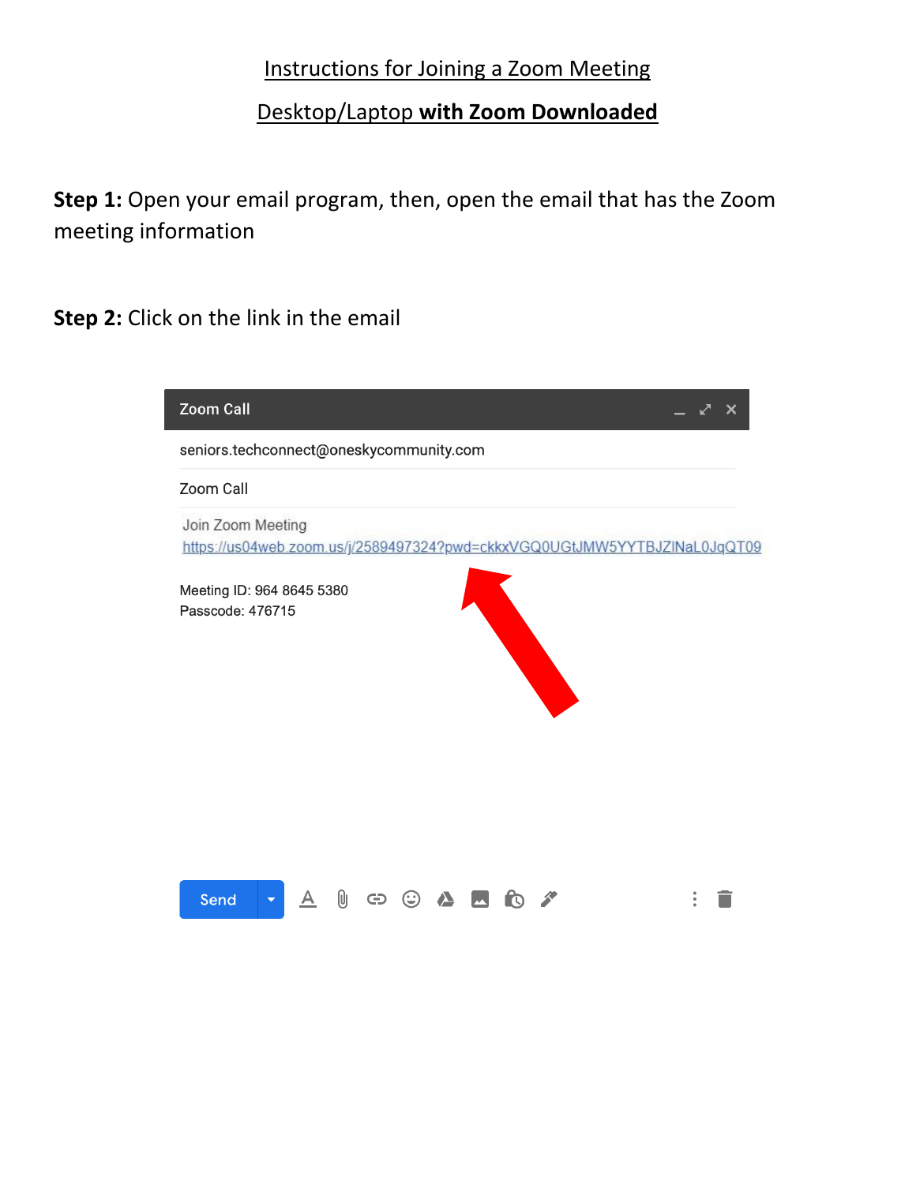Instructions for Joining a Zoom Meeting

Desktop/Laptop **with Zoom Downloaded**

**Step 1:** Open your email program, then, open the email that has the Zoom meeting information

**Step 2:** Click on the link in the email

Zoom Call

seniors.techconnect@oneskycommunity.com

Zoom Call

Join Zoom Meeting
https://us04web.zoom.us/j/2589497324?pwd=ckkxVGQ0UGtJMW5YYTBJZlNaL0JqQT09

Meeting ID: 964 8645 5380
Passcode: 476715

Send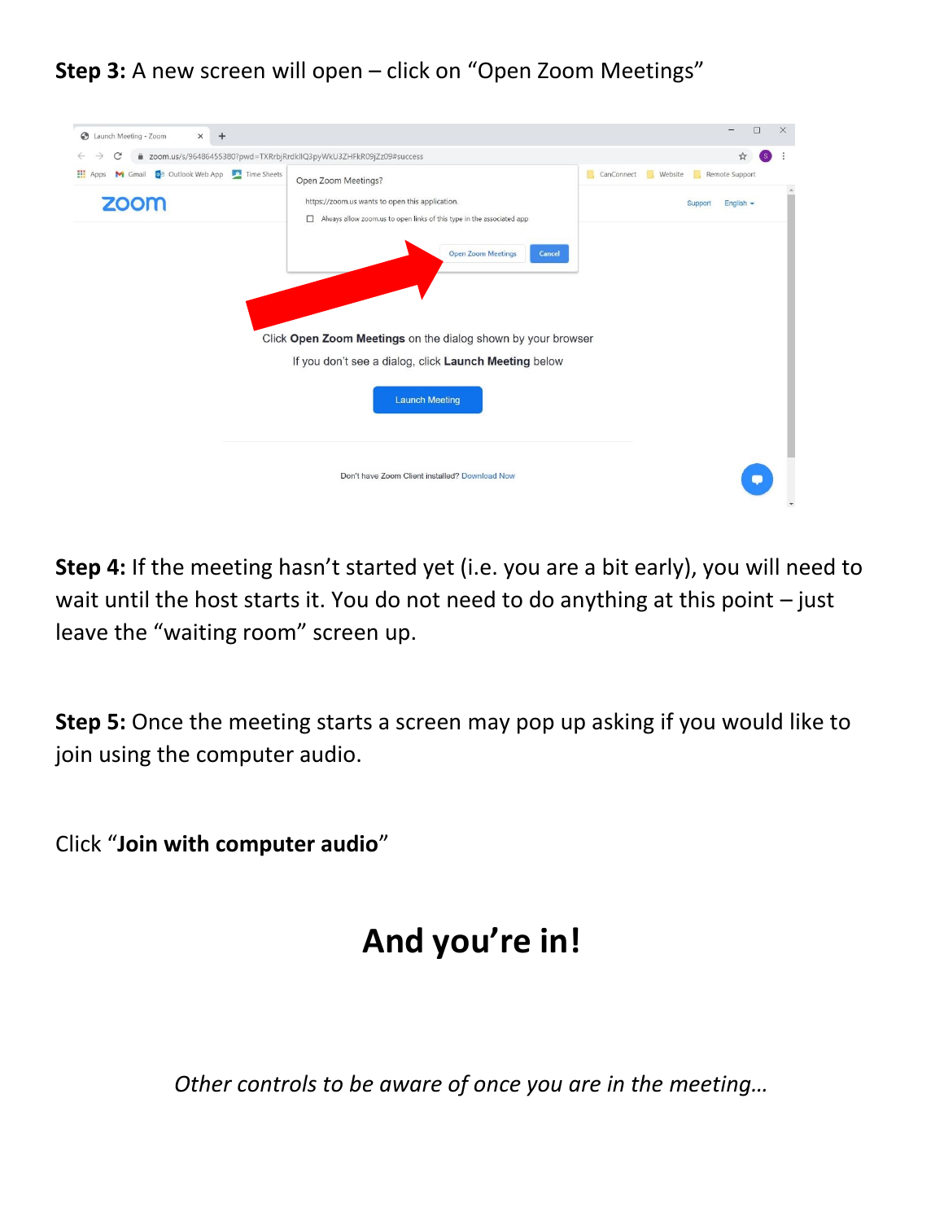**Step 3:** A new screen will open – click on “Open Zoom Meetings”

**Step 4:** If the meeting hasn’t started yet (i.e. you are a bit early), you will need to wait until the host starts it. You do not need to do anything at this point – just leave the “waiting room” screen up.

**Step 5:** Once the meeting starts a screen may pop up asking if you would like to join using the computer audio.

Click “**Join with computer audio**”

# And you’re in!

*Other controls to be aware of once you are in the meeting…*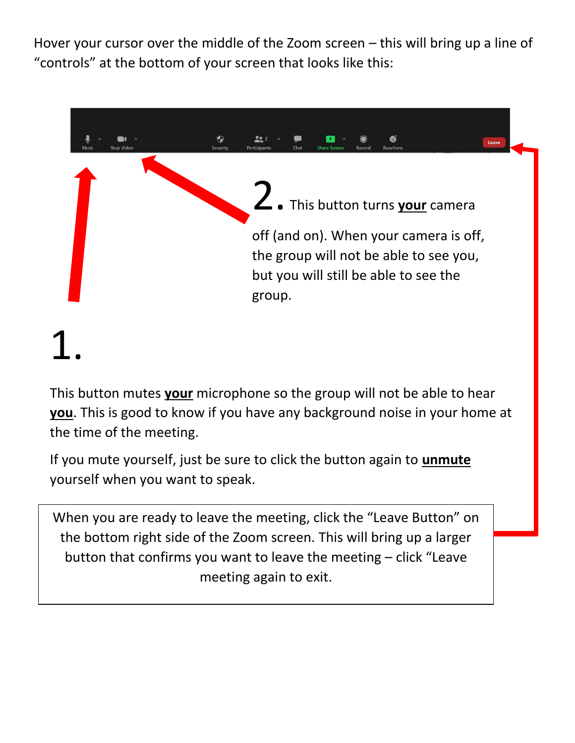Hover your cursor over the middle of the Zoom screen – this will bring up a line of "controls" at the bottom of your screen that looks like this:

Mute Stop Video Security Participants Chat Share Screen Record Reactions Leave

**2.** This button turns **<u>your</u>** camera off (and on). When your camera is off, the group will not be able to see you, but you will still be able to see the group.

**1.**

This button mutes **<u>your</u>** microphone so the group will not be able to hear **<u>you</u>**. This is good to know if you have any background noise in your home at the time of the meeting.

If you mute yourself, just be sure to click the button again to **<u>unmute</u>** yourself when you want to speak.

When you are ready to leave the meeting, click the "Leave Button" on the bottom right side of the Zoom screen. This will bring up a larger button that confirms you want to leave the meeting – click "Leave meeting again to exit.